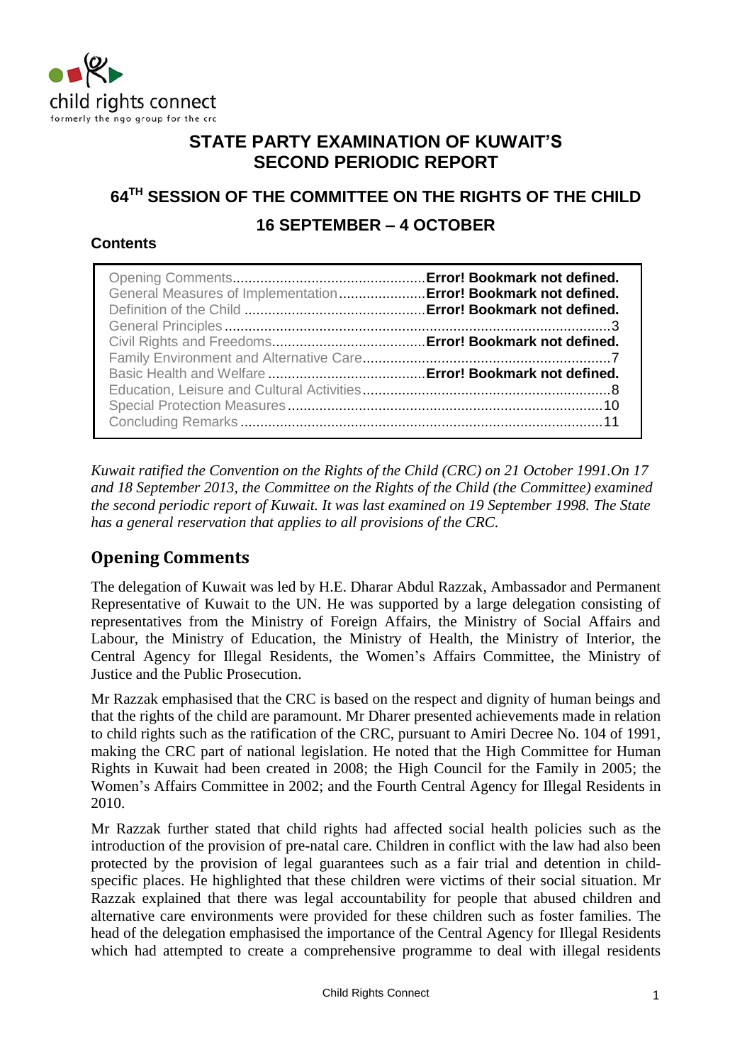child rights connect
formerly the ngo group for the crc

# STATE PARTY EXAMINATION OF KUWAIT'S SECOND PERIODIC REPORT

## 64TH SESSION OF THE COMMITTEE ON THE RIGHTS OF THE CHILD

## 16 SEPTEMBER – 4 OCTOBER

**Contents**

Opening Comments....................................................**Error! Bookmark not defined.**
General Measures of Implementation......................**Error! Bookmark not defined.**
Definition of the Child ..............................................**Error! Bookmark not defined.**
General Principles ..................................................................................................3
Civil Rights and Freedoms.......................................**Error! Bookmark not defined.**
Family Environment and Alternative Care...............................................................7
Basic Health and Welfare .........................................**Error! Bookmark not defined.**
Education, Leisure and Cultural Activities...............................................................8
Special Protection Measures ................................................................................10
Concluding Remarks ............................................................................................11

*Kuwait ratified the Convention on the Rights of the Child (CRC) on 21 October 1991.On 17 and 18 September 2013, the Committee on the Rights of the Child (the Committee) examined the second periodic report of Kuwait. It was last examined on 19 September 1998. The State has a general reservation that applies to all provisions of the CRC.*

## Opening Comments

The delegation of Kuwait was led by H.E. Dharar Abdul Razzak, Ambassador and Permanent Representative of Kuwait to the UN. He was supported by a large delegation consisting of representatives from the Ministry of Foreign Affairs, the Ministry of Social Affairs and Labour, the Ministry of Education, the Ministry of Health, the Ministry of Interior, the Central Agency for Illegal Residents, the Women's Affairs Committee, the Ministry of Justice and the Public Prosecution.

Mr Razzak emphasised that the CRC is based on the respect and dignity of human beings and that the rights of the child are paramount. Mr Dharer presented achievements made in relation to child rights such as the ratification of the CRC, pursuant to Amiri Decree No. 104 of 1991, making the CRC part of national legislation. He noted that the High Committee for Human Rights in Kuwait had been created in 2008; the High Council for the Family in 2005; the Women's Affairs Committee in 2002; and the Fourth Central Agency for Illegal Residents in 2010.

Mr Razzak further stated that child rights had affected social health policies such as the introduction of the provision of pre-natal care. Children in conflict with the law had also been protected by the provision of legal guarantees such as a fair trial and detention in child-specific places. He highlighted that these children were victims of their social situation. Mr Razzak explained that there was legal accountability for people that abused children and alternative care environments were provided for these children such as foster families. The head of the delegation emphasised the importance of the Central Agency for Illegal Residents which had attempted to create a comprehensive programme to deal with illegal residents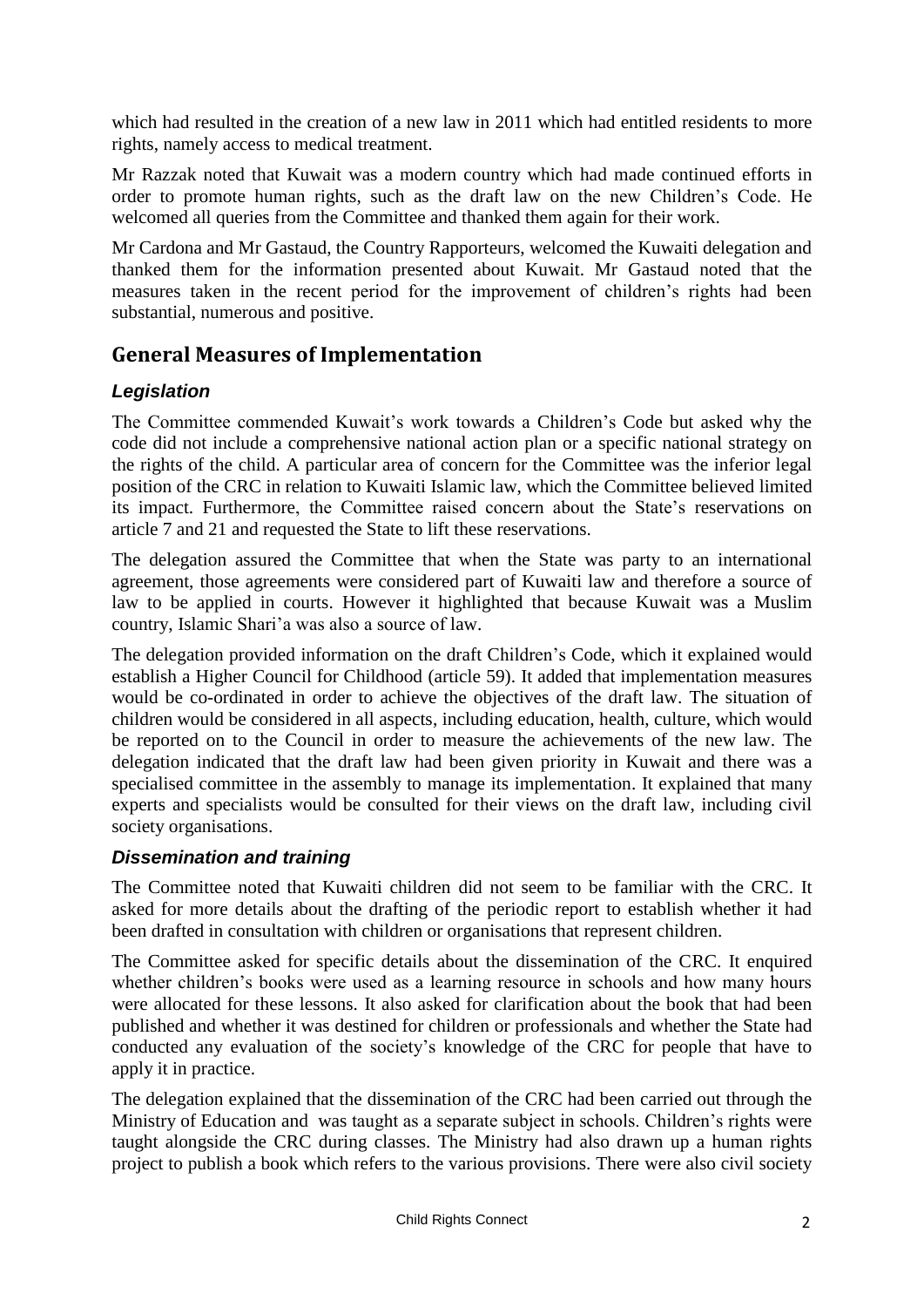which had resulted in the creation of a new law in 2011 which had entitled residents to more rights, namely access to medical treatment.

Mr Razzak noted that Kuwait was a modern country which had made continued efforts in order to promote human rights, such as the draft law on the new Children's Code. He welcomed all queries from the Committee and thanked them again for their work.

Mr Cardona and Mr Gastaud, the Country Rapporteurs, welcomed the Kuwaiti delegation and thanked them for the information presented about Kuwait. Mr Gastaud noted that the measures taken in the recent period for the improvement of children's rights had been substantial, numerous and positive.

## General Measures of Implementation

### *Legislation*

The Committee commended Kuwait's work towards a Children's Code but asked why the code did not include a comprehensive national action plan or a specific national strategy on the rights of the child. A particular area of concern for the Committee was the inferior legal position of the CRC in relation to Kuwaiti Islamic law, which the Committee believed limited its impact. Furthermore, the Committee raised concern about the State's reservations on article 7 and 21 and requested the State to lift these reservations.

The delegation assured the Committee that when the State was party to an international agreement, those agreements were considered part of Kuwaiti law and therefore a source of law to be applied in courts. However it highlighted that because Kuwait was a Muslim country, Islamic Shari'a was also a source of law.

The delegation provided information on the draft Children's Code, which it explained would establish a Higher Council for Childhood (article 59). It added that implementation measures would be co-ordinated in order to achieve the objectives of the draft law. The situation of children would be considered in all aspects, including education, health, culture, which would be reported on to the Council in order to measure the achievements of the new law. The delegation indicated that the draft law had been given priority in Kuwait and there was a specialised committee in the assembly to manage its implementation. It explained that many experts and specialists would be consulted for their views on the draft law, including civil society organisations.

### *Dissemination and training*

The Committee noted that Kuwaiti children did not seem to be familiar with the CRC. It asked for more details about the drafting of the periodic report to establish whether it had been drafted in consultation with children or organisations that represent children.

The Committee asked for specific details about the dissemination of the CRC. It enquired whether children's books were used as a learning resource in schools and how many hours were allocated for these lessons. It also asked for clarification about the book that had been published and whether it was destined for children or professionals and whether the State had conducted any evaluation of the society's knowledge of the CRC for people that have to apply it in practice.

The delegation explained that the dissemination of the CRC had been carried out through the Ministry of Education and was taught as a separate subject in schools. Children's rights were taught alongside the CRC during classes. The Ministry had also drawn up a human rights project to publish a book which refers to the various provisions. There were also civil society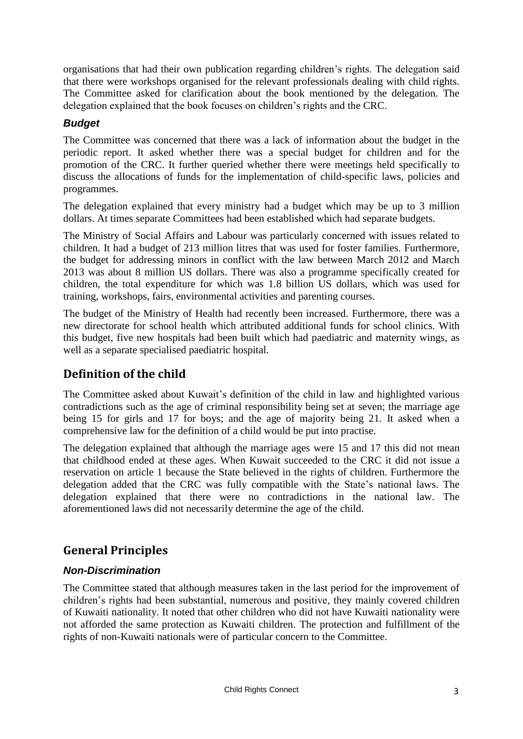organisations that had their own publication regarding children's rights. The delegation said that there were workshops organised for the relevant professionals dealing with child rights. The Committee asked for clarification about the book mentioned by the delegation. The delegation explained that the book focuses on children's rights and the CRC.

### *Budget*

The Committee was concerned that there was a lack of information about the budget in the periodic report. It asked whether there was a special budget for children and for the promotion of the CRC. It further queried whether there were meetings held specifically to discuss the allocations of funds for the implementation of child-specific laws, policies and programmes.

The delegation explained that every ministry had a budget which may be up to 3 million dollars. At times separate Committees had been established which had separate budgets.

The Ministry of Social Affairs and Labour was particularly concerned with issues related to children. It had a budget of 213 million litres that was used for foster families. Furthermore, the budget for addressing minors in conflict with the law between March 2012 and March 2013 was about 8 million US dollars. There was also a programme specifically created for children, the total expenditure for which was 1.8 billion US dollars, which was used for training, workshops, fairs, environmental activities and parenting courses.

The budget of the Ministry of Health had recently been increased. Furthermore, there was a new directorate for school health which attributed additional funds for school clinics. With this budget, five new hospitals had been built which had paediatric and maternity wings, as well as a separate specialised paediatric hospital.

## Definition of the child

The Committee asked about Kuwait's definition of the child in law and highlighted various contradictions such as the age of criminal responsibility being set at seven; the marriage age being 15 for girls and 17 for boys; and the age of majority being 21. It asked when a comprehensive law for the definition of a child would be put into practise.

The delegation explained that although the marriage ages were 15 and 17 this did not mean that childhood ended at these ages. When Kuwait succeeded to the CRC it did not issue a reservation on article 1 because the State believed in the rights of children. Furthermore the delegation added that the CRC was fully compatible with the State's national laws. The delegation explained that there were no contradictions in the national law. The aforementioned laws did not necessarily determine the age of the child.

## General Principles

### *Non-Discrimination*

The Committee stated that although measures taken in the last period for the improvement of children's rights had been substantial, numerous and positive, they mainly covered children of Kuwaiti nationality. It noted that other children who did not have Kuwaiti nationality were not afforded the same protection as Kuwaiti children. The protection and fulfillment of the rights of non-Kuwaiti nationals were of particular concern to the Committee.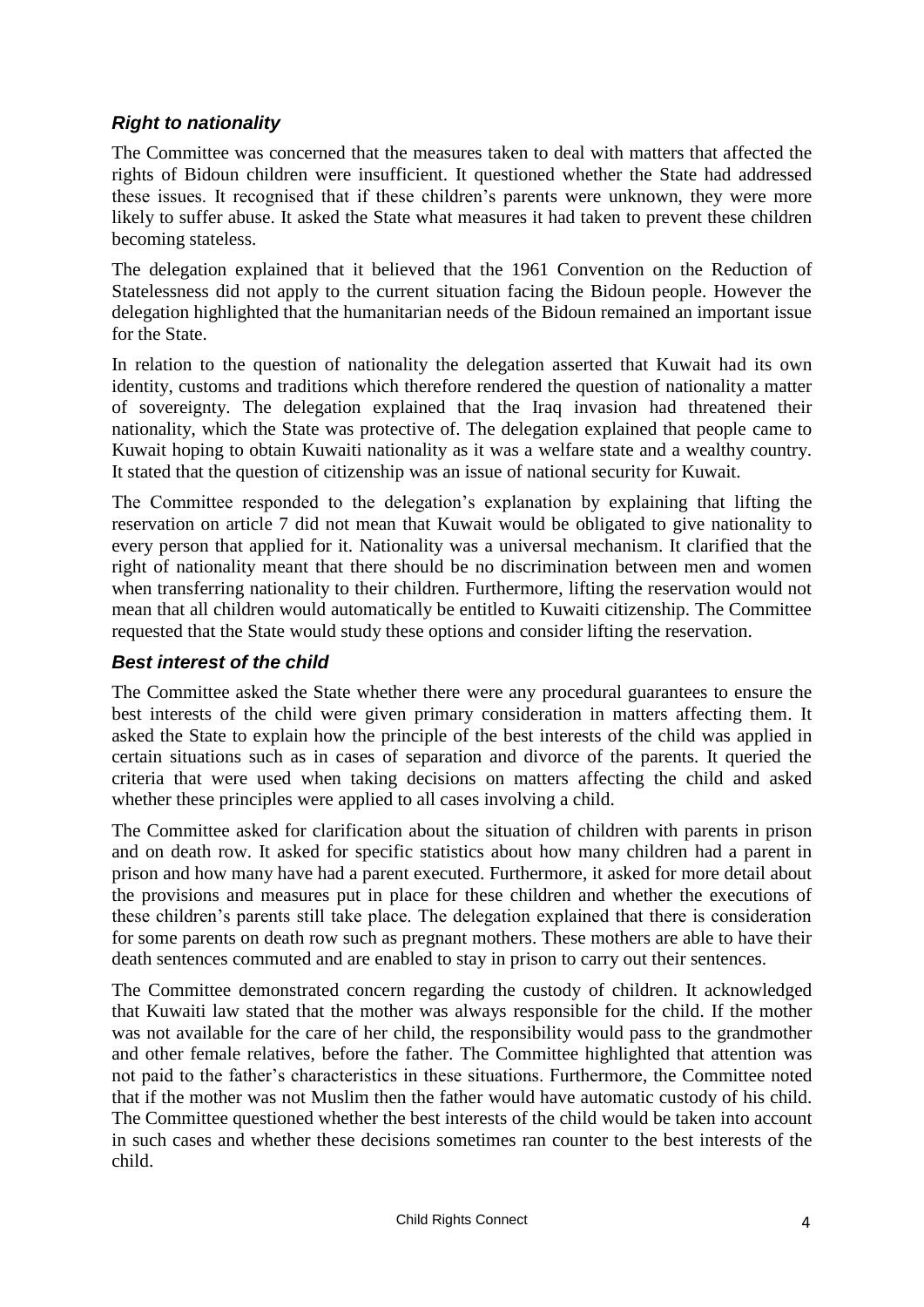### *Right to nationality*

The Committee was concerned that the measures taken to deal with matters that affected the rights of Bidoun children were insufficient. It questioned whether the State had addressed these issues. It recognised that if these children's parents were unknown, they were more likely to suffer abuse. It asked the State what measures it had taken to prevent these children becoming stateless.

The delegation explained that it believed that the 1961 Convention on the Reduction of Statelessness did not apply to the current situation facing the Bidoun people. However the delegation highlighted that the humanitarian needs of the Bidoun remained an important issue for the State.

In relation to the question of nationality the delegation asserted that Kuwait had its own identity, customs and traditions which therefore rendered the question of nationality a matter of sovereignty. The delegation explained that the Iraq invasion had threatened their nationality, which the State was protective of. The delegation explained that people came to Kuwait hoping to obtain Kuwaiti nationality as it was a welfare state and a wealthy country. It stated that the question of citizenship was an issue of national security for Kuwait.

The Committee responded to the delegation's explanation by explaining that lifting the reservation on article 7 did not mean that Kuwait would be obligated to give nationality to every person that applied for it. Nationality was a universal mechanism. It clarified that the right of nationality meant that there should be no discrimination between men and women when transferring nationality to their children. Furthermore, lifting the reservation would not mean that all children would automatically be entitled to Kuwaiti citizenship. The Committee requested that the State would study these options and consider lifting the reservation.

### *Best interest of the child*

The Committee asked the State whether there were any procedural guarantees to ensure the best interests of the child were given primary consideration in matters affecting them. It asked the State to explain how the principle of the best interests of the child was applied in certain situations such as in cases of separation and divorce of the parents. It queried the criteria that were used when taking decisions on matters affecting the child and asked whether these principles were applied to all cases involving a child.

The Committee asked for clarification about the situation of children with parents in prison and on death row. It asked for specific statistics about how many children had a parent in prison and how many have had a parent executed. Furthermore, it asked for more detail about the provisions and measures put in place for these children and whether the executions of these children's parents still take place. The delegation explained that there is consideration for some parents on death row such as pregnant mothers. These mothers are able to have their death sentences commuted and are enabled to stay in prison to carry out their sentences.

The Committee demonstrated concern regarding the custody of children. It acknowledged that Kuwaiti law stated that the mother was always responsible for the child. If the mother was not available for the care of her child, the responsibility would pass to the grandmother and other female relatives, before the father. The Committee highlighted that attention was not paid to the father's characteristics in these situations. Furthermore, the Committee noted that if the mother was not Muslim then the father would have automatic custody of his child. The Committee questioned whether the best interests of the child would be taken into account in such cases and whether these decisions sometimes ran counter to the best interests of the child.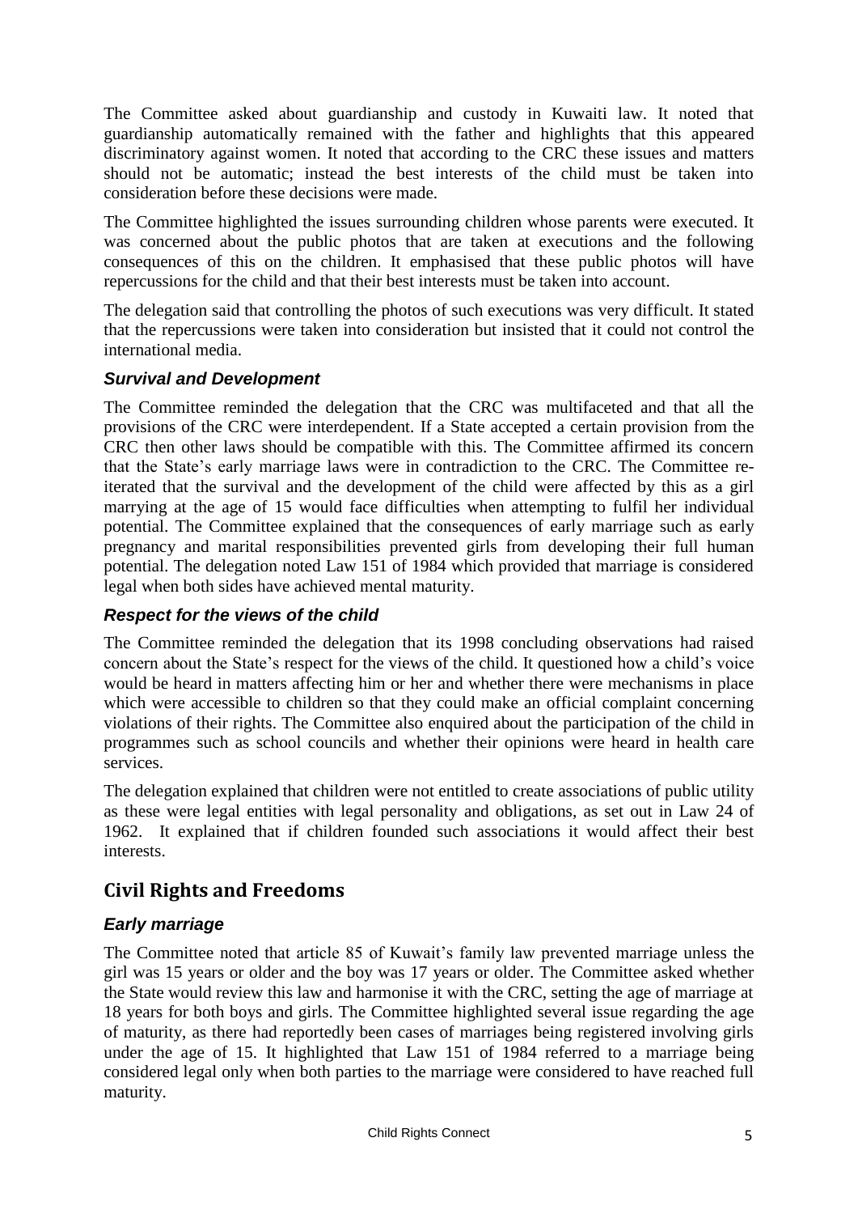The Committee asked about guardianship and custody in Kuwaiti law. It noted that guardianship automatically remained with the father and highlights that this appeared discriminatory against women. It noted that according to the CRC these issues and matters should not be automatic; instead the best interests of the child must be taken into consideration before these decisions were made.

The Committee highlighted the issues surrounding children whose parents were executed. It was concerned about the public photos that are taken at executions and the following consequences of this on the children. It emphasised that these public photos will have repercussions for the child and that their best interests must be taken into account.

The delegation said that controlling the photos of such executions was very difficult. It stated that the repercussions were taken into consideration but insisted that it could not control the international media.

### *Survival and Development*

The Committee reminded the delegation that the CRC was multifaceted and that all the provisions of the CRC were interdependent. If a State accepted a certain provision from the CRC then other laws should be compatible with this. The Committee affirmed its concern that the State's early marriage laws were in contradiction to the CRC. The Committee re-iterated that the survival and the development of the child were affected by this as a girl marrying at the age of 15 would face difficulties when attempting to fulfil her individual potential. The Committee explained that the consequences of early marriage such as early pregnancy and marital responsibilities prevented girls from developing their full human potential. The delegation noted Law 151 of 1984 which provided that marriage is considered legal when both sides have achieved mental maturity.

### *Respect for the views of the child*

The Committee reminded the delegation that its 1998 concluding observations had raised concern about the State's respect for the views of the child. It questioned how a child's voice would be heard in matters affecting him or her and whether there were mechanisms in place which were accessible to children so that they could make an official complaint concerning violations of their rights. The Committee also enquired about the participation of the child in programmes such as school councils and whether their opinions were heard in health care services.

The delegation explained that children were not entitled to create associations of public utility as these were legal entities with legal personality and obligations, as set out in Law 24 of 1962. It explained that if children founded such associations it would affect their best interests.

## Civil Rights and Freedoms

### *Early marriage*

The Committee noted that article 85 of Kuwait's family law prevented marriage unless the girl was 15 years or older and the boy was 17 years or older. The Committee asked whether the State would review this law and harmonise it with the CRC, setting the age of marriage at 18 years for both boys and girls. The Committee highlighted several issue regarding the age of maturity, as there had reportedly been cases of marriages being registered involving girls under the age of 15. It highlighted that Law 151 of 1984 referred to a marriage being considered legal only when both parties to the marriage were considered to have reached full maturity.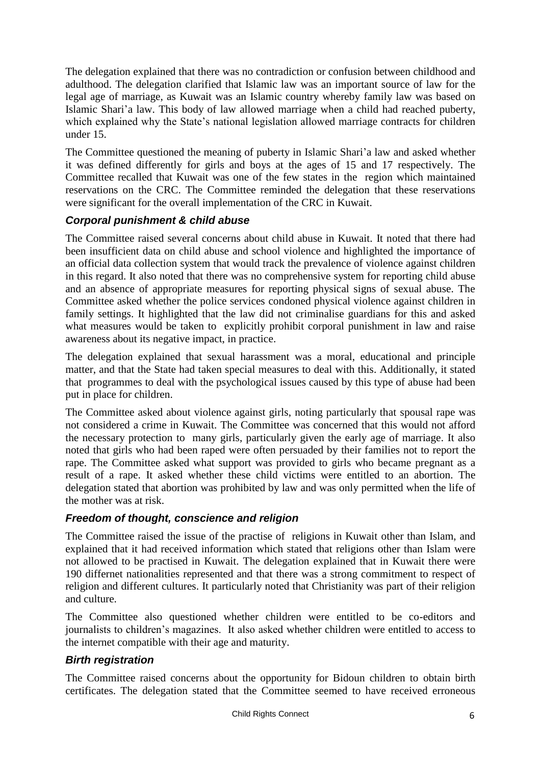The delegation explained that there was no contradiction or confusion between childhood and adulthood. The delegation clarified that Islamic law was an important source of law for the legal age of marriage, as Kuwait was an Islamic country whereby family law was based on Islamic Shari'a law. This body of law allowed marriage when a child had reached puberty, which explained why the State's national legislation allowed marriage contracts for children under 15.

The Committee questioned the meaning of puberty in Islamic Shari'a law and asked whether it was defined differently for girls and boys at the ages of 15 and 17 respectively. The Committee recalled that Kuwait was one of the few states in the region which maintained reservations on the CRC. The Committee reminded the delegation that these reservations were significant for the overall implementation of the CRC in Kuwait.

### *Corporal punishment & child abuse*

The Committee raised several concerns about child abuse in Kuwait. It noted that there had been insufficient data on child abuse and school violence and highlighted the importance of an official data collection system that would track the prevalence of violence against children in this regard. It also noted that there was no comprehensive system for reporting child abuse and an absence of appropriate measures for reporting physical signs of sexual abuse. The Committee asked whether the police services condoned physical violence against children in family settings. It highlighted that the law did not criminalise guardians for this and asked what measures would be taken to explicitly prohibit corporal punishment in law and raise awareness about its negative impact, in practice.

The delegation explained that sexual harassment was a moral, educational and principle matter, and that the State had taken special measures to deal with this. Additionally, it stated that programmes to deal with the psychological issues caused by this type of abuse had been put in place for children.

The Committee asked about violence against girls, noting particularly that spousal rape was not considered a crime in Kuwait. The Committee was concerned that this would not afford the necessary protection to many girls, particularly given the early age of marriage. It also noted that girls who had been raped were often persuaded by their families not to report the rape. The Committee asked what support was provided to girls who became pregnant as a result of a rape. It asked whether these child victims were entitled to an abortion. The delegation stated that abortion was prohibited by law and was only permitted when the life of the mother was at risk.

### *Freedom of thought, conscience and religion*

The Committee raised the issue of the practise of religions in Kuwait other than Islam, and explained that it had received information which stated that religions other than Islam were not allowed to be practised in Kuwait. The delegation explained that in Kuwait there were 190 differnet nationalities represented and that there was a strong commitment to respect of religion and different cultures. It particularly noted that Christianity was part of their religion and culture.

The Committee also questioned whether children were entitled to be co-editors and journalists to children's magazines. It also asked whether children were entitled to access to the internet compatible with their age and maturity.

### *Birth registration*

The Committee raised concerns about the opportunity for Bidoun children to obtain birth certificates. The delegation stated that the Committee seemed to have received erroneous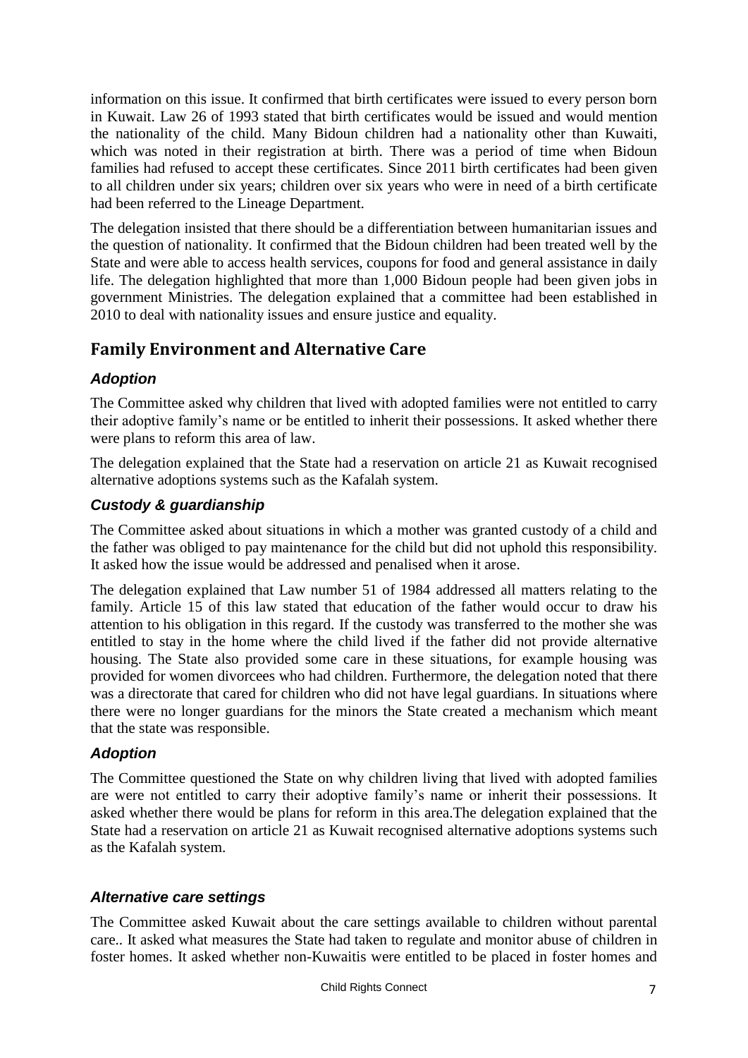information on this issue. It confirmed that birth certificates were issued to every person born in Kuwait. Law 26 of 1993 stated that birth certificates would be issued and would mention the nationality of the child. Many Bidoun children had a nationality other than Kuwaiti, which was noted in their registration at birth. There was a period of time when Bidoun families had refused to accept these certificates. Since 2011 birth certificates had been given to all children under six years; children over six years who were in need of a birth certificate had been referred to the Lineage Department.

The delegation insisted that there should be a differentiation between humanitarian issues and the question of nationality. It confirmed that the Bidoun children had been treated well by the State and were able to access health services, coupons for food and general assistance in daily life. The delegation highlighted that more than 1,000 Bidoun people had been given jobs in government Ministries. The delegation explained that a committee had been established in 2010 to deal with nationality issues and ensure justice and equality.

## Family Environment and Alternative Care

### *Adoption*

The Committee asked why children that lived with adopted families were not entitled to carry their adoptive family's name or be entitled to inherit their possessions. It asked whether there were plans to reform this area of law.

The delegation explained that the State had a reservation on article 21 as Kuwait recognised alternative adoptions systems such as the Kafalah system.

### *Custody & guardianship*

The Committee asked about situations in which a mother was granted custody of a child and the father was obliged to pay maintenance for the child but did not uphold this responsibility. It asked how the issue would be addressed and penalised when it arose.

The delegation explained that Law number 51 of 1984 addressed all matters relating to the family. Article 15 of this law stated that education of the father would occur to draw his attention to his obligation in this regard. If the custody was transferred to the mother she was entitled to stay in the home where the child lived if the father did not provide alternative housing. The State also provided some care in these situations, for example housing was provided for women divorcees who had children. Furthermore, the delegation noted that there was a directorate that cared for children who did not have legal guardians. In situations where there were no longer guardians for the minors the State created a mechanism which meant that the state was responsible.

### *Adoption*

The Committee questioned the State on why children living that lived with adopted families are were not entitled to carry their adoptive family's name or inherit their possessions. It asked whether there would be plans for reform in this area.The delegation explained that the State had a reservation on article 21 as Kuwait recognised alternative adoptions systems such as the Kafalah system.

### *Alternative care settings*

The Committee asked Kuwait about the care settings available to children without parental care.. It asked what measures the State had taken to regulate and monitor abuse of children in foster homes. It asked whether non-Kuwaitis were entitled to be placed in foster homes and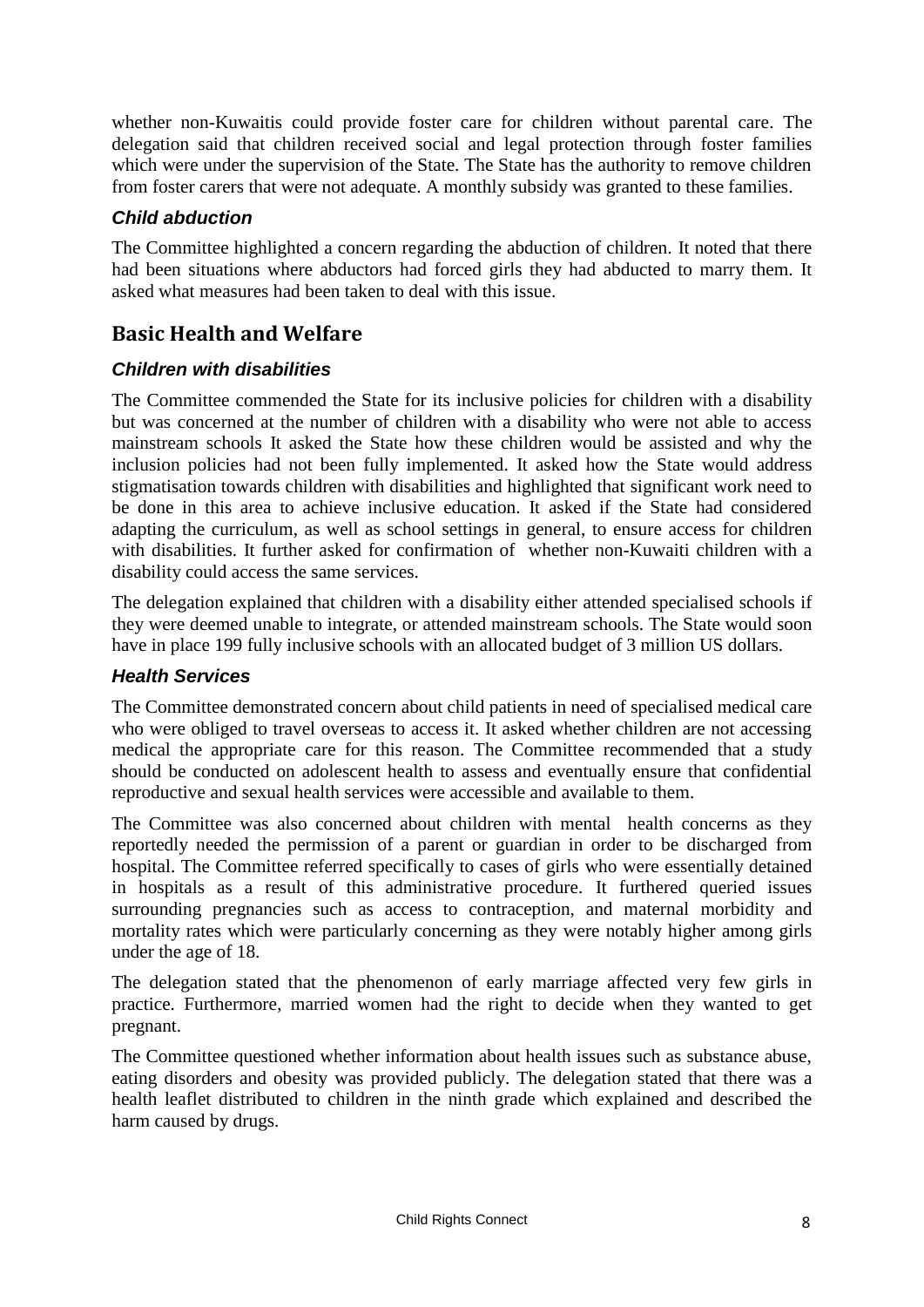whether non-Kuwaitis could provide foster care for children without parental care. The delegation said that children received social and legal protection through foster families which were under the supervision of the State. The State has the authority to remove children from foster carers that were not adequate. A monthly subsidy was granted to these families.

### *Child abduction*

The Committee highlighted a concern regarding the abduction of children. It noted that there had been situations where abductors had forced girls they had abducted to marry them. It asked what measures had been taken to deal with this issue.

## Basic Health and Welfare

### *Children with disabilities*

The Committee commended the State for its inclusive policies for children with a disability but was concerned at the number of children with a disability who were not able to access mainstream schools It asked the State how these children would be assisted and why the inclusion policies had not been fully implemented. It asked how the State would address stigmatisation towards children with disabilities and highlighted that significant work need to be done in this area to achieve inclusive education. It asked if the State had considered adapting the curriculum, as well as school settings in general, to ensure access for children with disabilities. It further asked for confirmation of whether non-Kuwaiti children with a disability could access the same services.

The delegation explained that children with a disability either attended specialised schools if they were deemed unable to integrate, or attended mainstream schools. The State would soon have in place 199 fully inclusive schools with an allocated budget of 3 million US dollars.

### *Health Services*

The Committee demonstrated concern about child patients in need of specialised medical care who were obliged to travel overseas to access it. It asked whether children are not accessing medical the appropriate care for this reason. The Committee recommended that a study should be conducted on adolescent health to assess and eventually ensure that confidential reproductive and sexual health services were accessible and available to them.

The Committee was also concerned about children with mental health concerns as they reportedly needed the permission of a parent or guardian in order to be discharged from hospital. The Committee referred specifically to cases of girls who were essentially detained in hospitals as a result of this administrative procedure. It furthered queried issues surrounding pregnancies such as access to contraception, and maternal morbidity and mortality rates which were particularly concerning as they were notably higher among girls under the age of 18.

The delegation stated that the phenomenon of early marriage affected very few girls in practice. Furthermore, married women had the right to decide when they wanted to get pregnant.

The Committee questioned whether information about health issues such as substance abuse, eating disorders and obesity was provided publicly. The delegation stated that there was a health leaflet distributed to children in the ninth grade which explained and described the harm caused by drugs.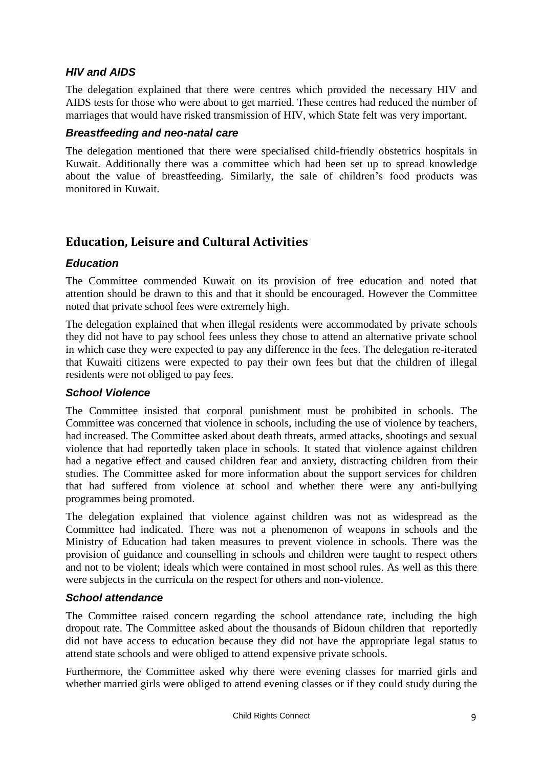### *HIV and AIDS*

The delegation explained that there were centres which provided the necessary HIV and AIDS tests for those who were about to get married. These centres had reduced the number of marriages that would have risked transmission of HIV, which State felt was very important.

### *Breastfeeding and neo-natal care*

The delegation mentioned that there were specialised child-friendly obstetrics hospitals in Kuwait. Additionally there was a committee which had been set up to spread knowledge about the value of breastfeeding. Similarly, the sale of children's food products was monitored in Kuwait.

## Education, Leisure and Cultural Activities

### *Education*

The Committee commended Kuwait on its provision of free education and noted that attention should be drawn to this and that it should be encouraged. However the Committee noted that private school fees were extremely high.

The delegation explained that when illegal residents were accommodated by private schools they did not have to pay school fees unless they chose to attend an alternative private school in which case they were expected to pay any difference in the fees. The delegation re-iterated that Kuwaiti citizens were expected to pay their own fees but that the children of illegal residents were not obliged to pay fees.

### *School Violence*

The Committee insisted that corporal punishment must be prohibited in schools. The Committee was concerned that violence in schools, including the use of violence by teachers, had increased. The Committee asked about death threats, armed attacks, shootings and sexual violence that had reportedly taken place in schools. It stated that violence against children had a negative effect and caused children fear and anxiety, distracting children from their studies. The Committee asked for more information about the support services for children that had suffered from violence at school and whether there were any anti-bullying programmes being promoted.

The delegation explained that violence against children was not as widespread as the Committee had indicated. There was not a phenomenon of weapons in schools and the Ministry of Education had taken measures to prevent violence in schools. There was the provision of guidance and counselling in schools and children were taught to respect others and not to be violent; ideals which were contained in most school rules. As well as this there were subjects in the curricula on the respect for others and non-violence.

### *School attendance*

The Committee raised concern regarding the school attendance rate, including the high dropout rate. The Committee asked about the thousands of Bidoun children that reportedly did not have access to education because they did not have the appropriate legal status to attend state schools and were obliged to attend expensive private schools.

Furthermore, the Committee asked why there were evening classes for married girls and whether married girls were obliged to attend evening classes or if they could study during the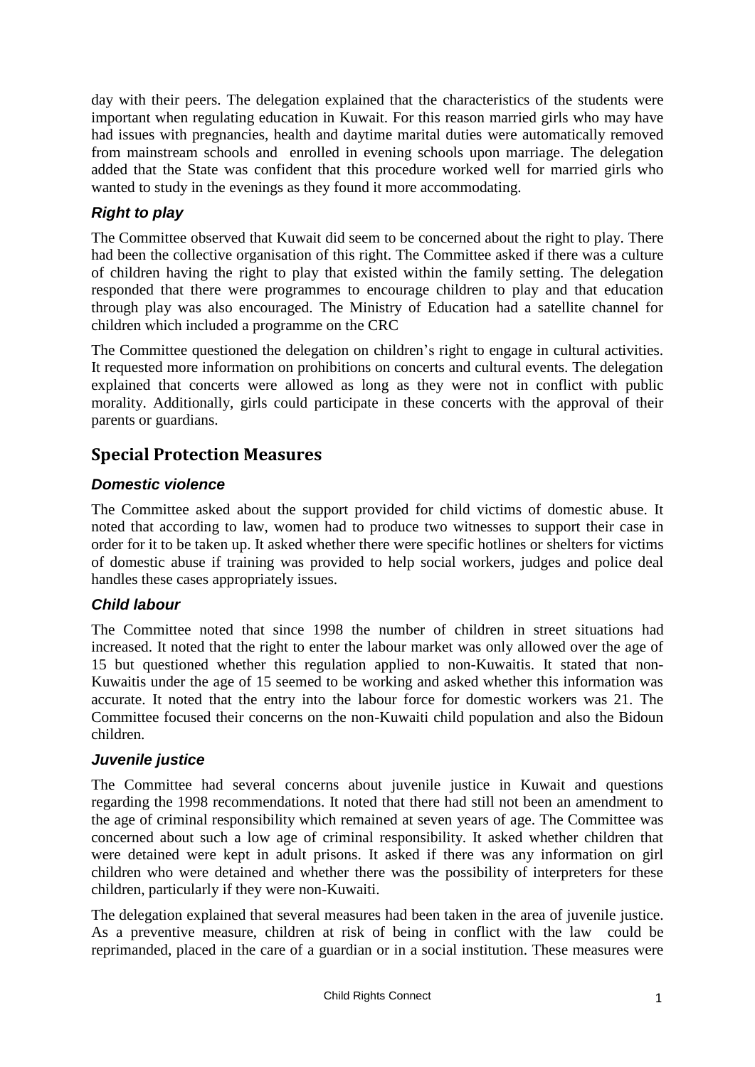day with their peers. The delegation explained that the characteristics of the students were important when regulating education in Kuwait. For this reason married girls who may have had issues with pregnancies, health and daytime marital duties were automatically removed from mainstream schools and enrolled in evening schools upon marriage. The delegation added that the State was confident that this procedure worked well for married girls who wanted to study in the evenings as they found it more accommodating.

### *Right to play*

The Committee observed that Kuwait did seem to be concerned about the right to play. There had been the collective organisation of this right. The Committee asked if there was a culture of children having the right to play that existed within the family setting. The delegation responded that there were programmes to encourage children to play and that education through play was also encouraged. The Ministry of Education had a satellite channel for children which included a programme on the CRC

The Committee questioned the delegation on children's right to engage in cultural activities. It requested more information on prohibitions on concerts and cultural events. The delegation explained that concerts were allowed as long as they were not in conflict with public morality. Additionally, girls could participate in these concerts with the approval of their parents or guardians.

## Special Protection Measures

### *Domestic violence*

The Committee asked about the support provided for child victims of domestic abuse. It noted that according to law, women had to produce two witnesses to support their case in order for it to be taken up. It asked whether there were specific hotlines or shelters for victims of domestic abuse if training was provided to help social workers, judges and police deal handles these cases appropriately issues.

### *Child labour*

The Committee noted that since 1998 the number of children in street situations had increased. It noted that the right to enter the labour market was only allowed over the age of 15 but questioned whether this regulation applied to non-Kuwaitis. It stated that non-Kuwaitis under the age of 15 seemed to be working and asked whether this information was accurate. It noted that the entry into the labour force for domestic workers was 21. The Committee focused their concerns on the non-Kuwaiti child population and also the Bidoun children.

### *Juvenile justice*

The Committee had several concerns about juvenile justice in Kuwait and questions regarding the 1998 recommendations. It noted that there had still not been an amendment to the age of criminal responsibility which remained at seven years of age. The Committee was concerned about such a low age of criminal responsibility. It asked whether children that were detained were kept in adult prisons. It asked if there was any information on girl children who were detained and whether there was the possibility of interpreters for these children, particularly if they were non-Kuwaiti.

The delegation explained that several measures had been taken in the area of juvenile justice. As a preventive measure, children at risk of being in conflict with the law could be reprimanded, placed in the care of a guardian or in a social institution. These measures were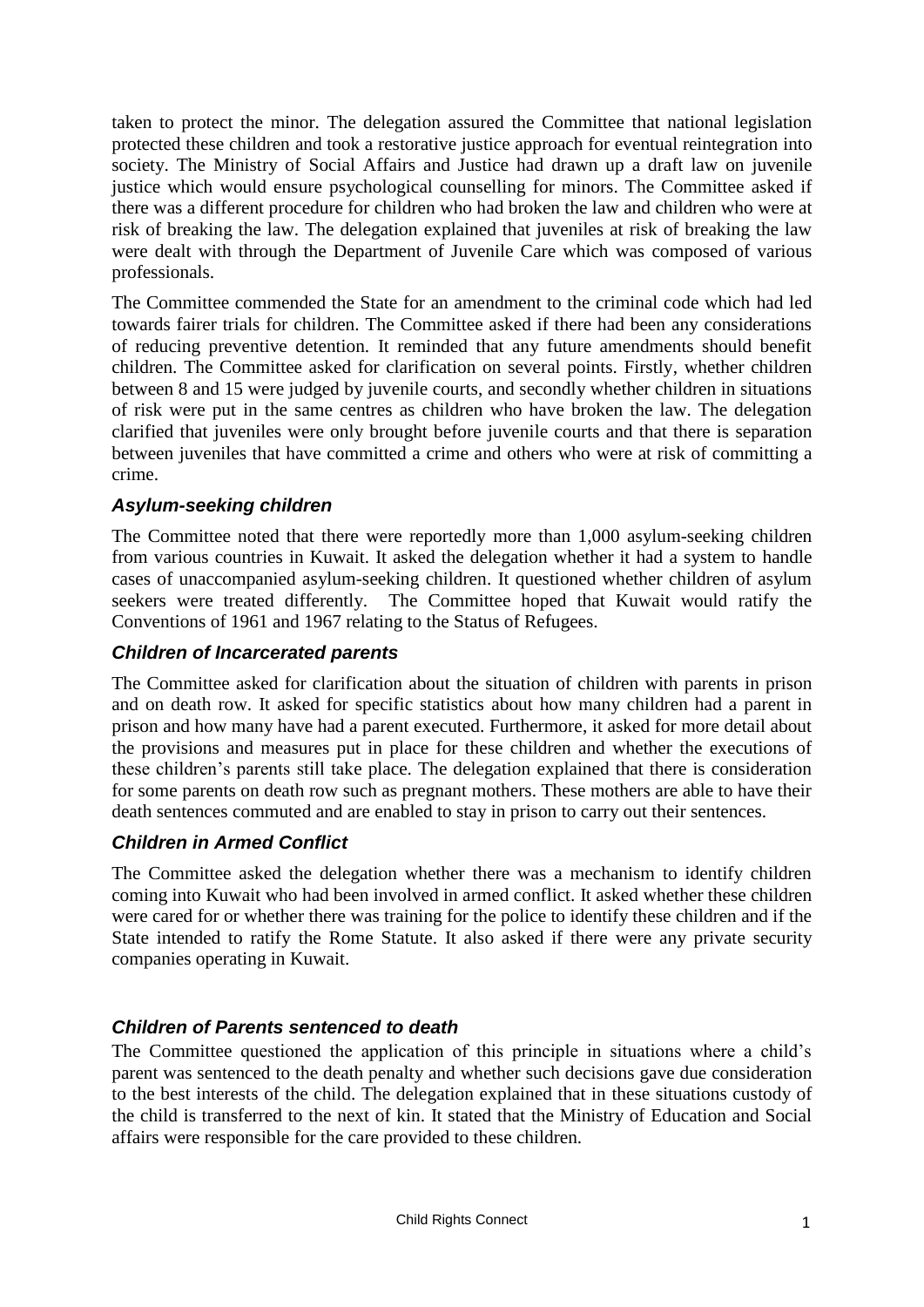taken to protect the minor. The delegation assured the Committee that national legislation protected these children and took a restorative justice approach for eventual reintegration into society. The Ministry of Social Affairs and Justice had drawn up a draft law on juvenile justice which would ensure psychological counselling for minors. The Committee asked if there was a different procedure for children who had broken the law and children who were at risk of breaking the law. The delegation explained that juveniles at risk of breaking the law were dealt with through the Department of Juvenile Care which was composed of various professionals.

The Committee commended the State for an amendment to the criminal code which had led towards fairer trials for children. The Committee asked if there had been any considerations of reducing preventive detention. It reminded that any future amendments should benefit children. The Committee asked for clarification on several points. Firstly, whether children between 8 and 15 were judged by juvenile courts, and secondly whether children in situations of risk were put in the same centres as children who have broken the law. The delegation clarified that juveniles were only brought before juvenile courts and that there is separation between juveniles that have committed a crime and others who were at risk of committing a crime.

### *Asylum-seeking children*

The Committee noted that there were reportedly more than 1,000 asylum-seeking children from various countries in Kuwait. It asked the delegation whether it had a system to handle cases of unaccompanied asylum-seeking children. It questioned whether children of asylum seekers were treated differently. The Committee hoped that Kuwait would ratify the Conventions of 1961 and 1967 relating to the Status of Refugees.

### *Children of Incarcerated parents*

The Committee asked for clarification about the situation of children with parents in prison and on death row. It asked for specific statistics about how many children had a parent in prison and how many have had a parent executed. Furthermore, it asked for more detail about the provisions and measures put in place for these children and whether the executions of these children's parents still take place. The delegation explained that there is consideration for some parents on death row such as pregnant mothers. These mothers are able to have their death sentences commuted and are enabled to stay in prison to carry out their sentences.

### *Children in Armed Conflict*

The Committee asked the delegation whether there was a mechanism to identify children coming into Kuwait who had been involved in armed conflict. It asked whether these children were cared for or whether there was training for the police to identify these children and if the State intended to ratify the Rome Statute. It also asked if there were any private security companies operating in Kuwait.

### *Children of Parents sentenced to death*

The Committee questioned the application of this principle in situations where a child's parent was sentenced to the death penalty and whether such decisions gave due consideration to the best interests of the child. The delegation explained that in these situations custody of the child is transferred to the next of kin. It stated that the Ministry of Education and Social affairs were responsible for the care provided to these children.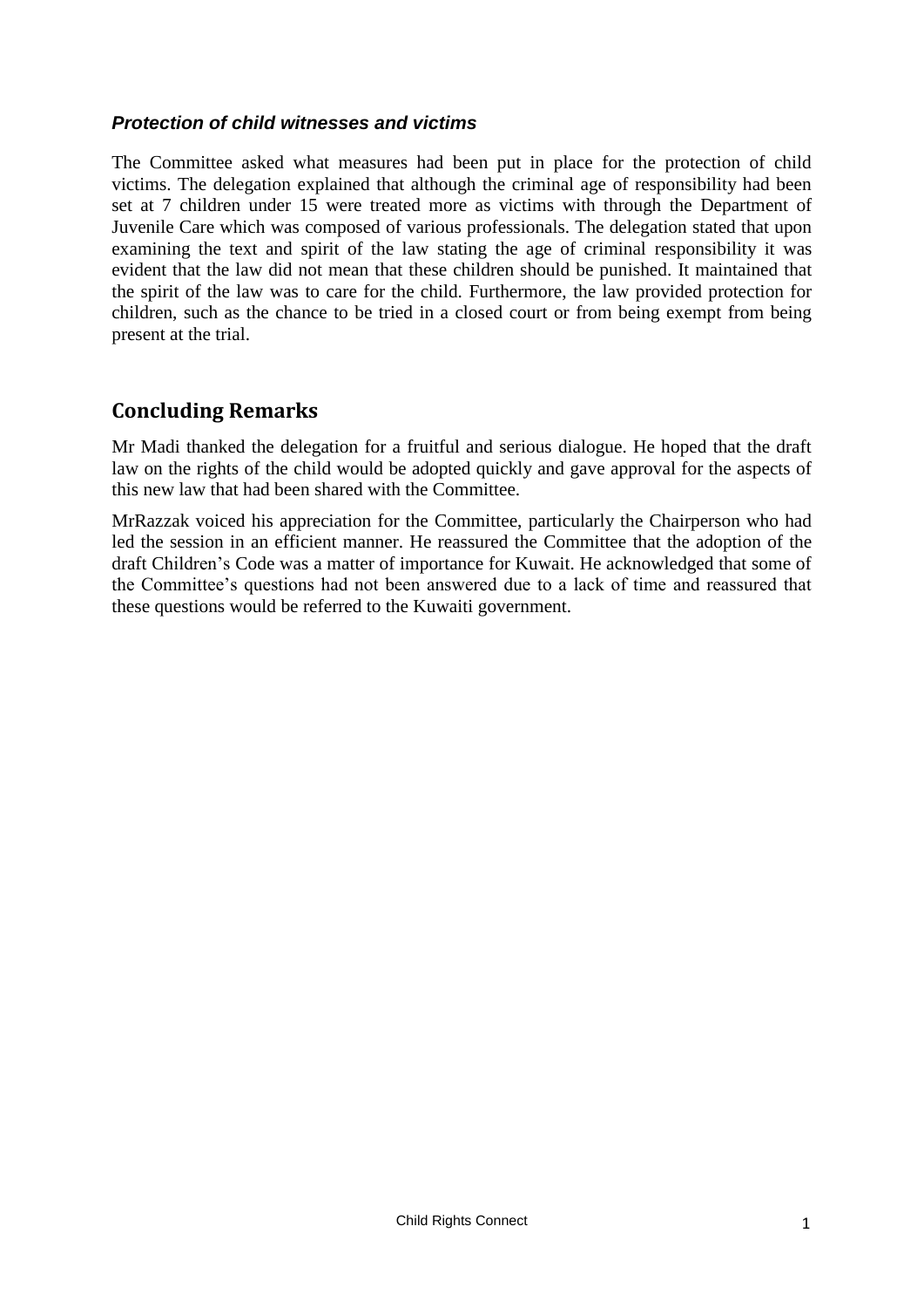### ***Protection of child witnesses and victims***

The Committee asked what measures had been put in place for the protection of child victims. The delegation explained that although the criminal age of responsibility had been set at 7 children under 15 were treated more as victims with through the Department of Juvenile Care which was composed of various professionals. The delegation stated that upon examining the text and spirit of the law stating the age of criminal responsibility it was evident that the law did not mean that these children should be punished. It maintained that the spirit of the law was to care for the child. Furthermore, the law provided protection for children, such as the chance to be tried in a closed court or from being exempt from being present at the trial.

## Concluding Remarks

Mr Madi thanked the delegation for a fruitful and serious dialogue. He hoped that the draft law on the rights of the child would be adopted quickly and gave approval for the aspects of this new law that had been shared with the Committee.

MrRazzak voiced his appreciation for the Committee, particularly the Chairperson who had led the session in an efficient manner. He reassured the Committee that the adoption of the draft Children's Code was a matter of importance for Kuwait. He acknowledged that some of the Committee's questions had not been answered due to a lack of time and reassured that these questions would be referred to the Kuwaiti government.